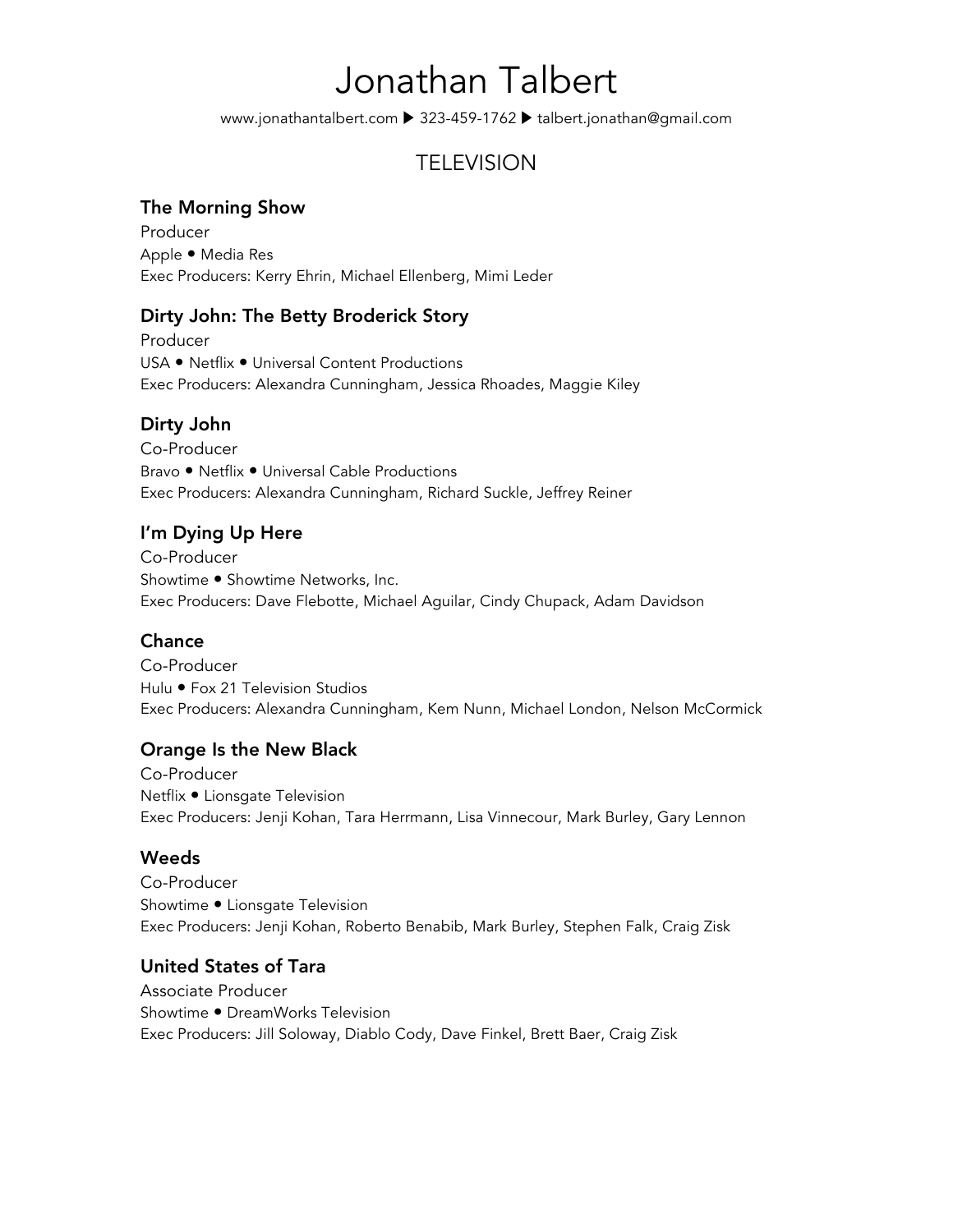# Jonathan Talbert

www.jonathantalbert.com ▶ 323-459-1762 ▶ talbert.jonathan@gmail.com

## TELEVISION

### The Morning Show

Producer
Apple • Media Res
Exec Producers: Kerry Ehrin, Michael Ellenberg, Mimi Leder

### Dirty John: The Betty Broderick Story

Producer
USA • Netflix • Universal Content Productions
Exec Producers: Alexandra Cunningham, Jessica Rhoades, Maggie Kiley

### Dirty John

Co-Producer
Bravo • Netflix • Universal Cable Productions
Exec Producers: Alexandra Cunningham, Richard Suckle, Jeffrey Reiner

### I'm Dying Up Here

Co-Producer
Showtime • Showtime Networks, Inc.
Exec Producers: Dave Flebotte, Michael Aguilar, Cindy Chupack, Adam Davidson

### Chance

Co-Producer
Hulu • Fox 21 Television Studios
Exec Producers: Alexandra Cunningham, Kem Nunn, Michael London, Nelson McCormick

### Orange Is the New Black

Co-Producer
Netflix • Lionsgate Television
Exec Producers: Jenji Kohan, Tara Herrmann, Lisa Vinnecour, Mark Burley, Gary Lennon

### Weeds

Co-Producer
Showtime • Lionsgate Television
Exec Producers: Jenji Kohan, Roberto Benabib, Mark Burley, Stephen Falk, Craig Zisk

### United States of Tara

Associate Producer
Showtime • DreamWorks Television
Exec Producers: Jill Soloway, Diablo Cody, Dave Finkel, Brett Baer, Craig Zisk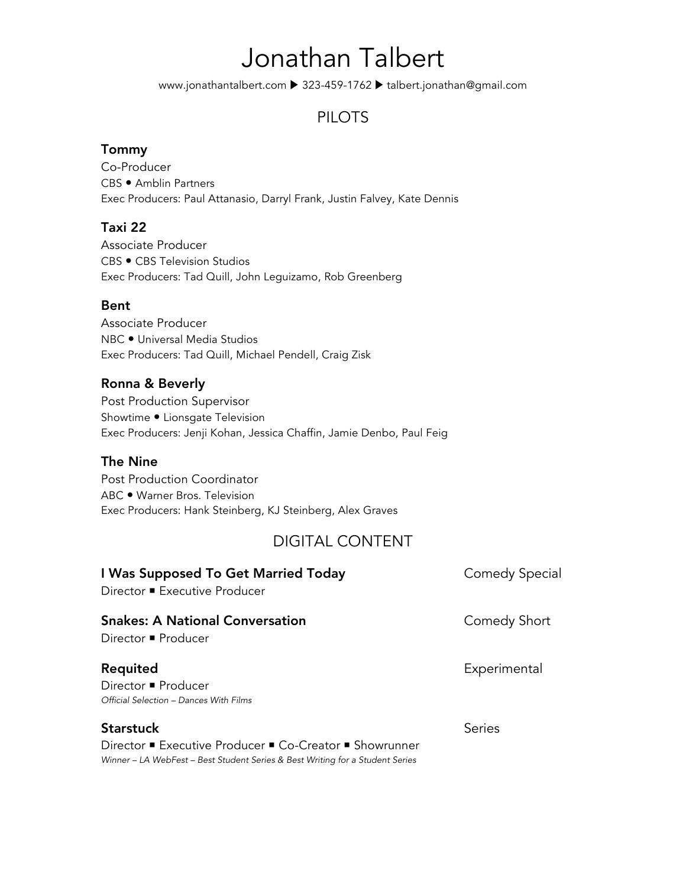# Jonathan Talbert

www.jonathantalbert.com ▶ 323-459-1762 ▶ talbert.jonathan@gmail.com

## PILOTS

### Tommy
Co-Producer
CBS • Amblin Partners
Exec Producers: Paul Attanasio, Darryl Frank, Justin Falvey, Kate Dennis

### Taxi 22
Associate Producer
CBS • CBS Television Studios
Exec Producers: Tad Quill, John Leguizamo, Rob Greenberg

### Bent
Associate Producer
NBC • Universal Media Studios
Exec Producers: Tad Quill, Michael Pendell, Craig Zisk

### Ronna & Beverly
Post Production Supervisor
Showtime • Lionsgate Television
Exec Producers: Jenji Kohan, Jessica Chaffin, Jamie Denbo, Paul Feig

### The Nine
Post Production Coordinator
ABC • Warner Bros. Television
Exec Producers: Hank Steinberg, KJ Steinberg, Alex Graves

## DIGITAL CONTENT

**I Was Supposed To Get Married Today** — Comedy Special
Director ■ Executive Producer

**Snakes: A National Conversation** — Comedy Short
Director ■ Producer

**Requited** — Experimental
Director ■ Producer
*Official Selection – Dances With Films*

**Starstuck** — Series
Director ■ Executive Producer ■ Co-Creator ■ Showrunner
*Winner – LA WebFest – Best Student Series & Best Writing for a Student Series*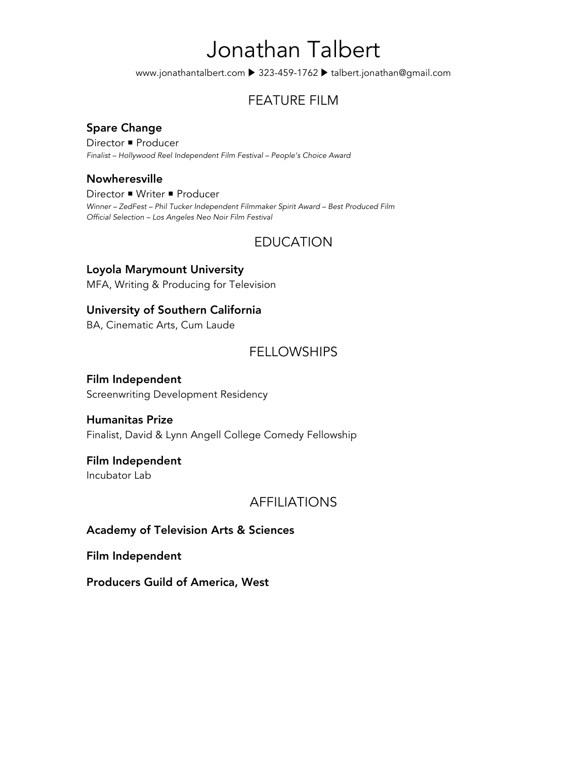# Jonathan Talbert

www.jonathantalbert.com ▶ 323-459-1762 ▶ talbert.jonathan@gmail.com

## FEATURE FILM

**Spare Change**
Director ■ Producer
*Finalist – Hollywood Reel Independent Film Festival – People's Choice Award*

**Nowheresville**
Director ■ Writer ■ Producer
*Winner – ZedFest – Phil Tucker Independent Filmmaker Spirit Award – Best Produced Film*
*Official Selection – Los Angeles Neo Noir Film Festival*

## EDUCATION

**Loyola Marymount University**
MFA, Writing & Producing for Television

**University of Southern California**
BA, Cinematic Arts, Cum Laude

## FELLOWSHIPS

**Film Independent**
Screenwriting Development Residency

**Humanitas Prize**
Finalist, David & Lynn Angell College Comedy Fellowship

**Film Independent**
Incubator Lab

## AFFILIATIONS

**Academy of Television Arts & Sciences**

**Film Independent**

**Producers Guild of America, West**